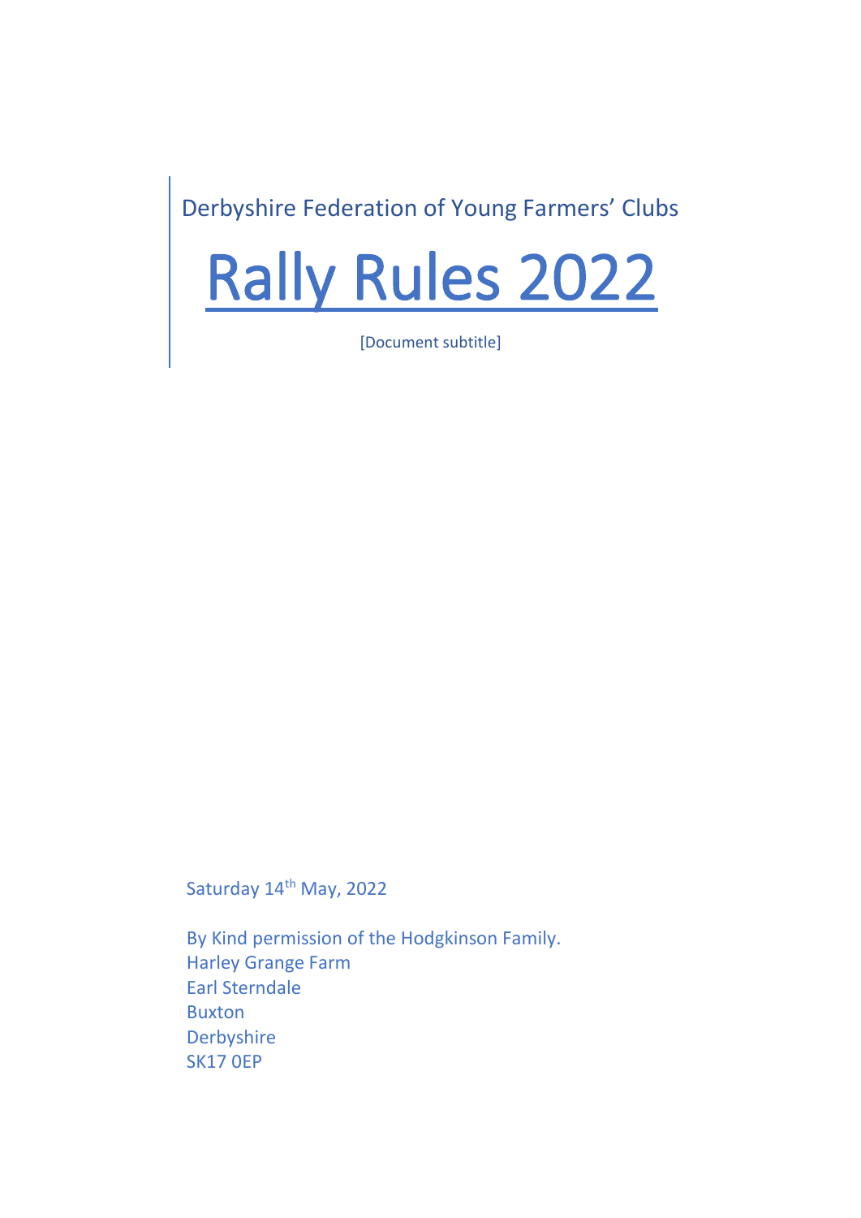Derbyshire Federation of Young Farmers' Clubs

# Rally Rules 2022

[Document subtitle]

Saturday 14th May, 2022

By Kind permission of the Hodgkinson Family.
Harley Grange Farm
Earl Sterndale
Buxton
Derbyshire
SK17 0EP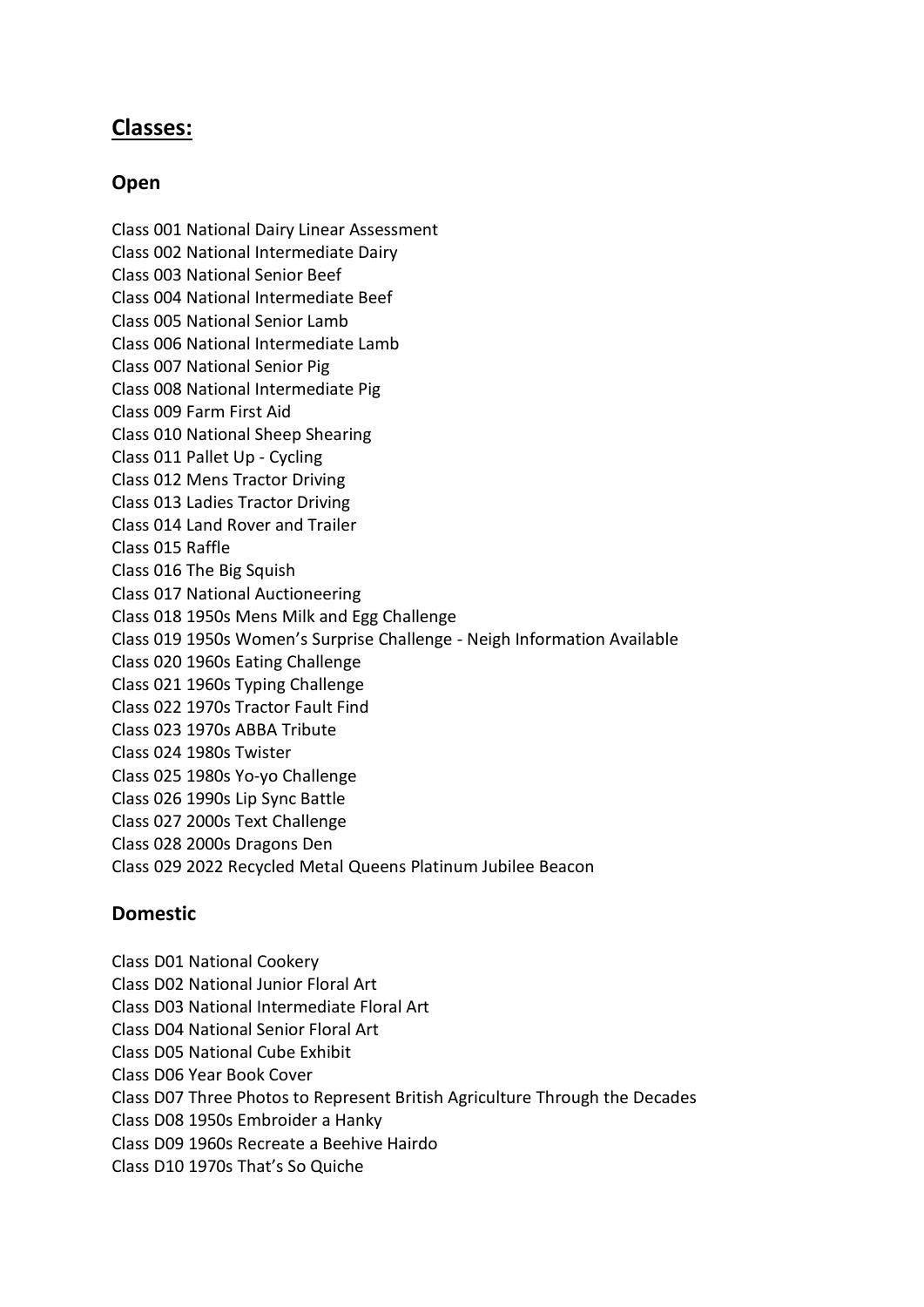## Classes:

### Open

Class 001 National Dairy Linear Assessment
Class 002 National Intermediate Dairy
Class 003 National Senior Beef
Class 004 National Intermediate Beef
Class 005 National Senior Lamb
Class 006 National Intermediate Lamb
Class 007 National Senior Pig
Class 008 National Intermediate Pig
Class 009 Farm First Aid
Class 010 National Sheep Shearing
Class 011 Pallet Up - Cycling
Class 012 Mens Tractor Driving
Class 013 Ladies Tractor Driving
Class 014 Land Rover and Trailer
Class 015 Raffle
Class 016 The Big Squish
Class 017 National Auctioneering
Class 018 1950s Mens Milk and Egg Challenge
Class 019 1950s Women's Surprise Challenge - Neigh Information Available
Class 020 1960s Eating Challenge
Class 021 1960s Typing Challenge
Class 022 1970s Tractor Fault Find
Class 023 1970s ABBA Tribute
Class 024 1980s Twister
Class 025 1980s Yo-yo Challenge
Class 026 1990s Lip Sync Battle
Class 027 2000s Text Challenge
Class 028 2000s Dragons Den
Class 029 2022 Recycled Metal Queens Platinum Jubilee Beacon

### Domestic

Class D01 National Cookery
Class D02 National Junior Floral Art
Class D03 National Intermediate Floral Art
Class D04 National Senior Floral Art
Class D05 National Cube Exhibit
Class D06 Year Book Cover
Class D07 Three Photos to Represent British Agriculture Through the Decades
Class D08 1950s Embroider a Hanky
Class D09 1960s Recreate a Beehive Hairdo
Class D10 1970s That's So Quiche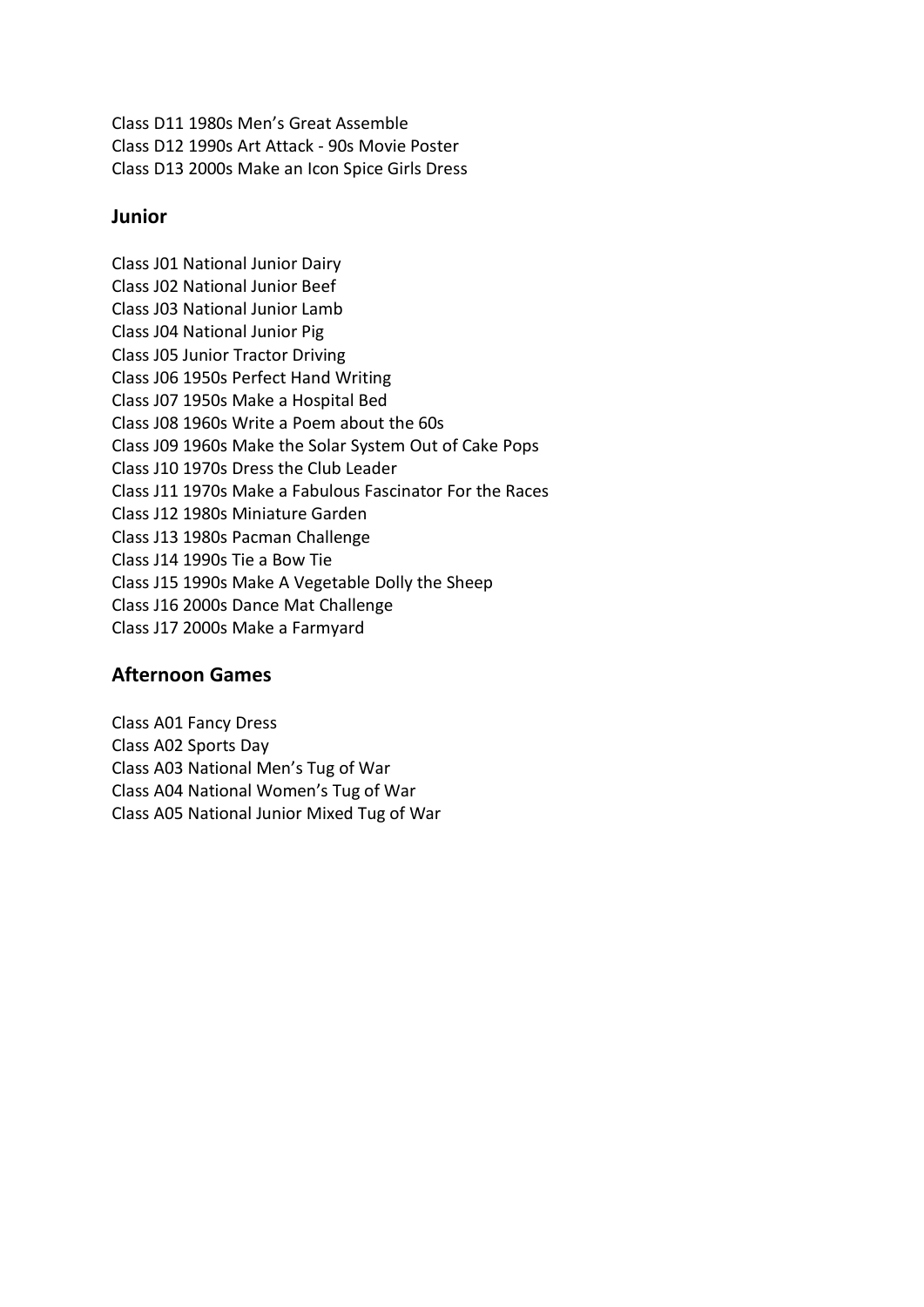Class D11 1980s Men's Great Assemble
Class D12 1990s Art Attack - 90s Movie Poster
Class D13 2000s Make an Icon Spice Girls Dress

## Junior

Class J01 National Junior Dairy
Class J02 National Junior Beef
Class J03 National Junior Lamb
Class J04 National Junior Pig
Class J05 Junior Tractor Driving
Class J06 1950s Perfect Hand Writing
Class J07 1950s Make a Hospital Bed
Class J08 1960s Write a Poem about the 60s
Class J09 1960s Make the Solar System Out of Cake Pops
Class J10 1970s Dress the Club Leader
Class J11 1970s Make a Fabulous Fascinator For the Races
Class J12 1980s Miniature Garden
Class J13 1980s Pacman Challenge
Class J14 1990s Tie a Bow Tie
Class J15 1990s Make A Vegetable Dolly the Sheep
Class J16 2000s Dance Mat Challenge
Class J17 2000s Make a Farmyard

## Afternoon Games

Class A01 Fancy Dress
Class A02 Sports Day
Class A03 National Men's Tug of War
Class A04 National Women's Tug of War
Class A05 National Junior Mixed Tug of War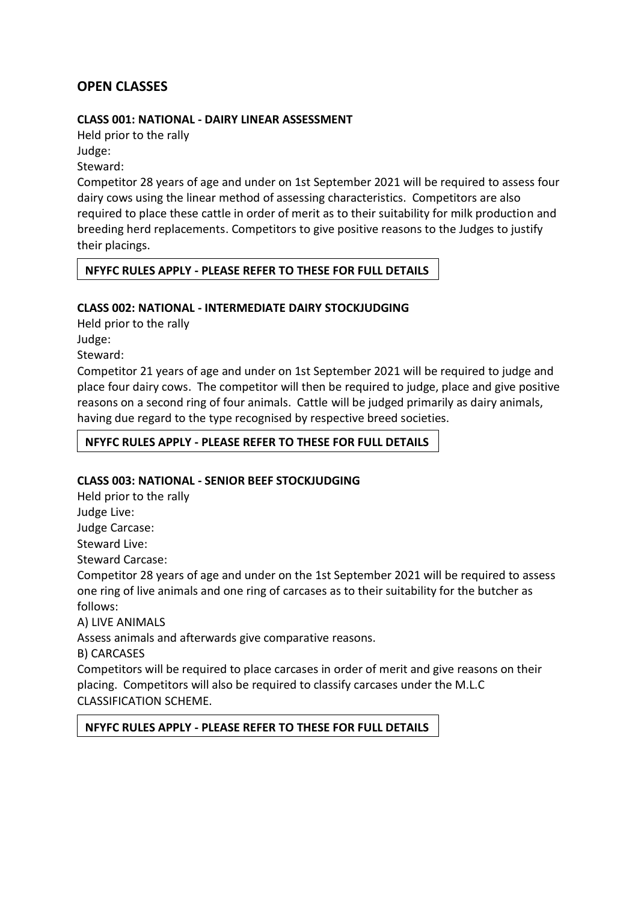## OPEN CLASSES

### CLASS 001: NATIONAL - DAIRY LINEAR ASSESSMENT

Held prior to the rally

Judge:

Steward:

Competitor 28 years of age and under on 1st September 2021 will be required to assess four dairy cows using the linear method of assessing characteristics. Competitors are also required to place these cattle in order of merit as to their suitability for milk production and breeding herd replacements. Competitors to give positive reasons to the Judges to justify their placings.

**NFYFC RULES APPLY - PLEASE REFER TO THESE FOR FULL DETAILS**

### CLASS 002: NATIONAL - INTERMEDIATE DAIRY STOCKJUDGING

Held prior to the rally

Judge:

Steward:

Competitor 21 years of age and under on 1st September 2021 will be required to judge and place four dairy cows. The competitor will then be required to judge, place and give positive reasons on a second ring of four animals. Cattle will be judged primarily as dairy animals, having due regard to the type recognised by respective breed societies.

**NFYFC RULES APPLY - PLEASE REFER TO THESE FOR FULL DETAILS**

### CLASS 003: NATIONAL - SENIOR BEEF STOCKJUDGING

Held prior to the rally

Judge Live:

Judge Carcase:

Steward Live:

Steward Carcase:

Competitor 28 years of age and under on the 1st September 2021 will be required to assess one ring of live animals and one ring of carcases as to their suitability for the butcher as follows:

A) LIVE ANIMALS

Assess animals and afterwards give comparative reasons.

B) CARCASES

Competitors will be required to place carcases in order of merit and give reasons on their placing. Competitors will also be required to classify carcases under the M.L.C CLASSIFICATION SCHEME.

**NFYFC RULES APPLY - PLEASE REFER TO THESE FOR FULL DETAILS**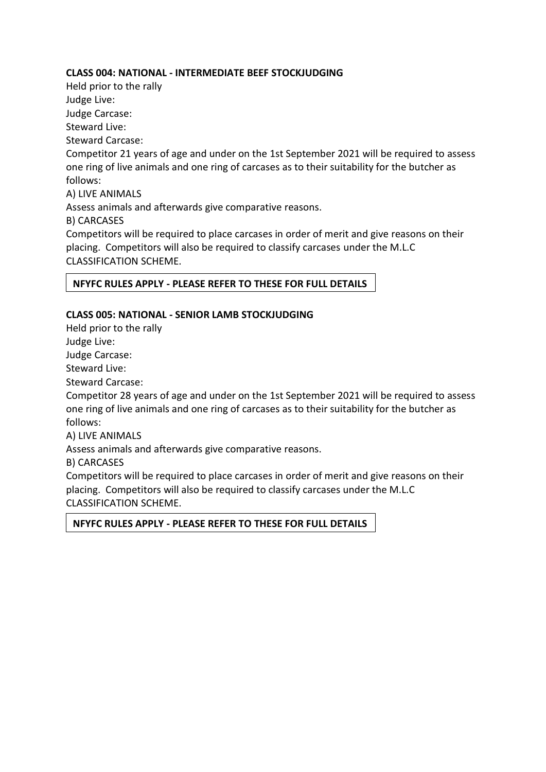**CLASS 004: NATIONAL - INTERMEDIATE BEEF STOCKJUDGING**

Held prior to the rally

Judge Live:

Judge Carcase:

Steward Live:

Steward Carcase:

Competitor 21 years of age and under on the 1st September 2021 will be required to assess one ring of live animals and one ring of carcases as to their suitability for the butcher as follows:

A) LIVE ANIMALS

Assess animals and afterwards give comparative reasons.

B) CARCASES

Competitors will be required to place carcases in order of merit and give reasons on their placing. Competitors will also be required to classify carcases under the M.L.C CLASSIFICATION SCHEME.

**NFYFC RULES APPLY - PLEASE REFER TO THESE FOR FULL DETAILS**

**CLASS 005: NATIONAL - SENIOR LAMB STOCKJUDGING**

Held prior to the rally

Judge Live:

Judge Carcase:

Steward Live:

Steward Carcase:

Competitor 28 years of age and under on the 1st September 2021 will be required to assess one ring of live animals and one ring of carcases as to their suitability for the butcher as follows:

A) LIVE ANIMALS

Assess animals and afterwards give comparative reasons.

B) CARCASES

Competitors will be required to place carcases in order of merit and give reasons on their placing. Competitors will also be required to classify carcases under the M.L.C CLASSIFICATION SCHEME.

**NFYFC RULES APPLY - PLEASE REFER TO THESE FOR FULL DETAILS**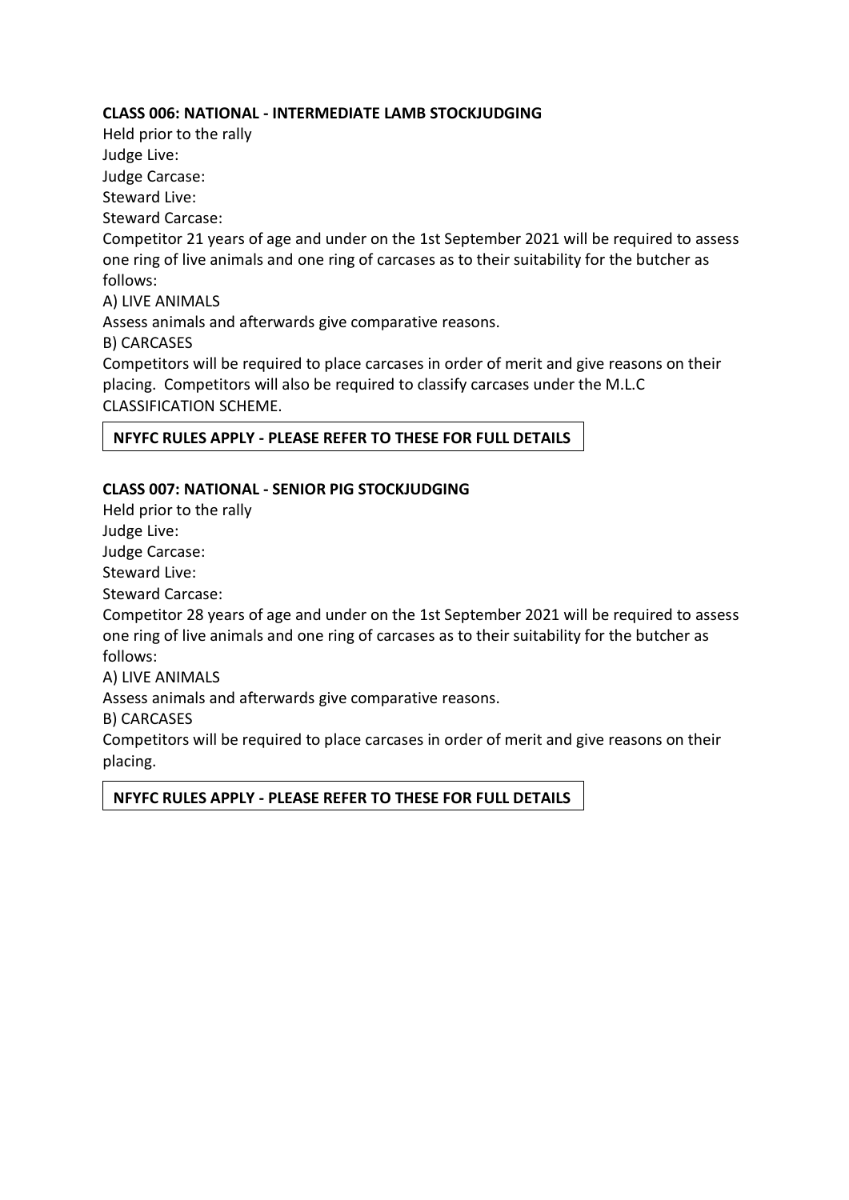**CLASS 006: NATIONAL - INTERMEDIATE LAMB STOCKJUDGING**

Held prior to the rally

Judge Live:

Judge Carcase:

Steward Live:

Steward Carcase:

Competitor 21 years of age and under on the 1st September 2021 will be required to assess one ring of live animals and one ring of carcases as to their suitability for the butcher as follows:

A) LIVE ANIMALS

Assess animals and afterwards give comparative reasons.

B) CARCASES

Competitors will be required to place carcases in order of merit and give reasons on their placing. Competitors will also be required to classify carcases under the M.L.C CLASSIFICATION SCHEME.

**NFYFC RULES APPLY - PLEASE REFER TO THESE FOR FULL DETAILS**

**CLASS 007: NATIONAL - SENIOR PIG STOCKJUDGING**

Held prior to the rally

Judge Live:

Judge Carcase:

Steward Live:

Steward Carcase:

Competitor 28 years of age and under on the 1st September 2021 will be required to assess one ring of live animals and one ring of carcases as to their suitability for the butcher as follows:

A) LIVE ANIMALS

Assess animals and afterwards give comparative reasons.

B) CARCASES

Competitors will be required to place carcases in order of merit and give reasons on their placing.

**NFYFC RULES APPLY - PLEASE REFER TO THESE FOR FULL DETAILS**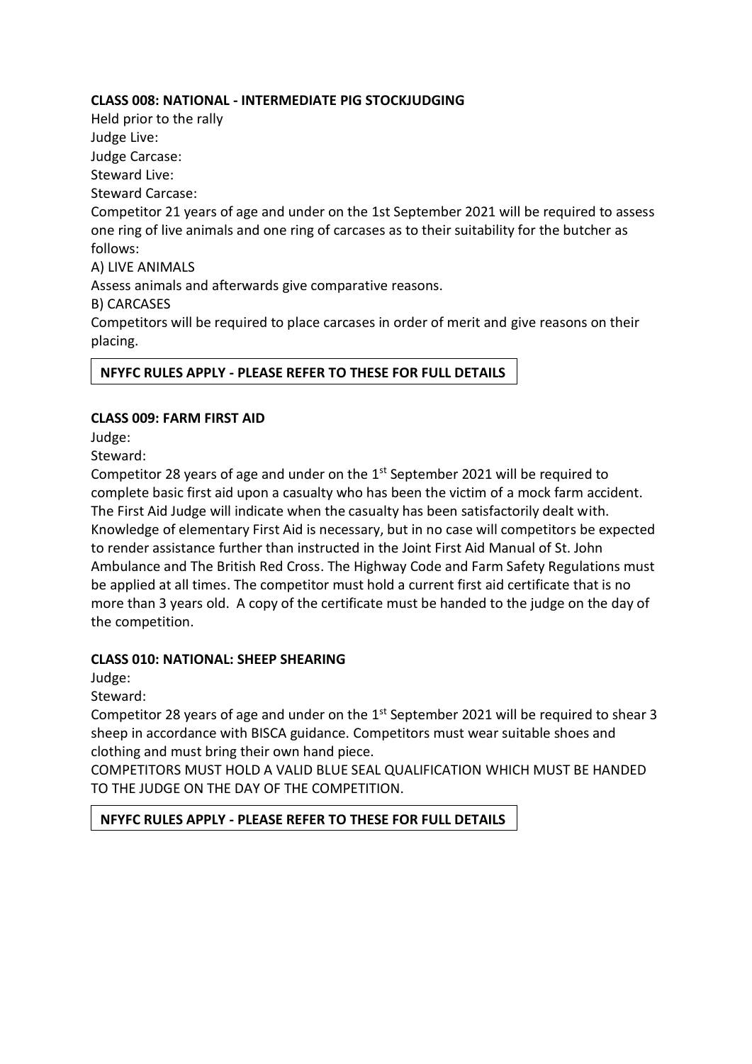**CLASS 008: NATIONAL - INTERMEDIATE PIG STOCKJUDGING**

Held prior to the rally

Judge Live:

Judge Carcase:

Steward Live:

Steward Carcase:

Competitor 21 years of age and under on the 1st September 2021 will be required to assess one ring of live animals and one ring of carcases as to their suitability for the butcher as follows:

A) LIVE ANIMALS

Assess animals and afterwards give comparative reasons.

B) CARCASES

Competitors will be required to place carcases in order of merit and give reasons on their placing.

**NFYFC RULES APPLY - PLEASE REFER TO THESE FOR FULL DETAILS**

**CLASS 009: FARM FIRST AID**

Judge:

Steward:

Competitor 28 years of age and under on the 1st September 2021 will be required to complete basic first aid upon a casualty who has been the victim of a mock farm accident. The First Aid Judge will indicate when the casualty has been satisfactorily dealt with. Knowledge of elementary First Aid is necessary, but in no case will competitors be expected to render assistance further than instructed in the Joint First Aid Manual of St. John Ambulance and The British Red Cross. The Highway Code and Farm Safety Regulations must be applied at all times. The competitor must hold a current first aid certificate that is no more than 3 years old. A copy of the certificate must be handed to the judge on the day of the competition.

**CLASS 010: NATIONAL: SHEEP SHEARING**

Judge:

Steward:

Competitor 28 years of age and under on the 1st September 2021 will be required to shear 3 sheep in accordance with BISCA guidance. Competitors must wear suitable shoes and clothing and must bring their own hand piece.

COMPETITORS MUST HOLD A VALID BLUE SEAL QUALIFICATION WHICH MUST BE HANDED TO THE JUDGE ON THE DAY OF THE COMPETITION.

**NFYFC RULES APPLY - PLEASE REFER TO THESE FOR FULL DETAILS**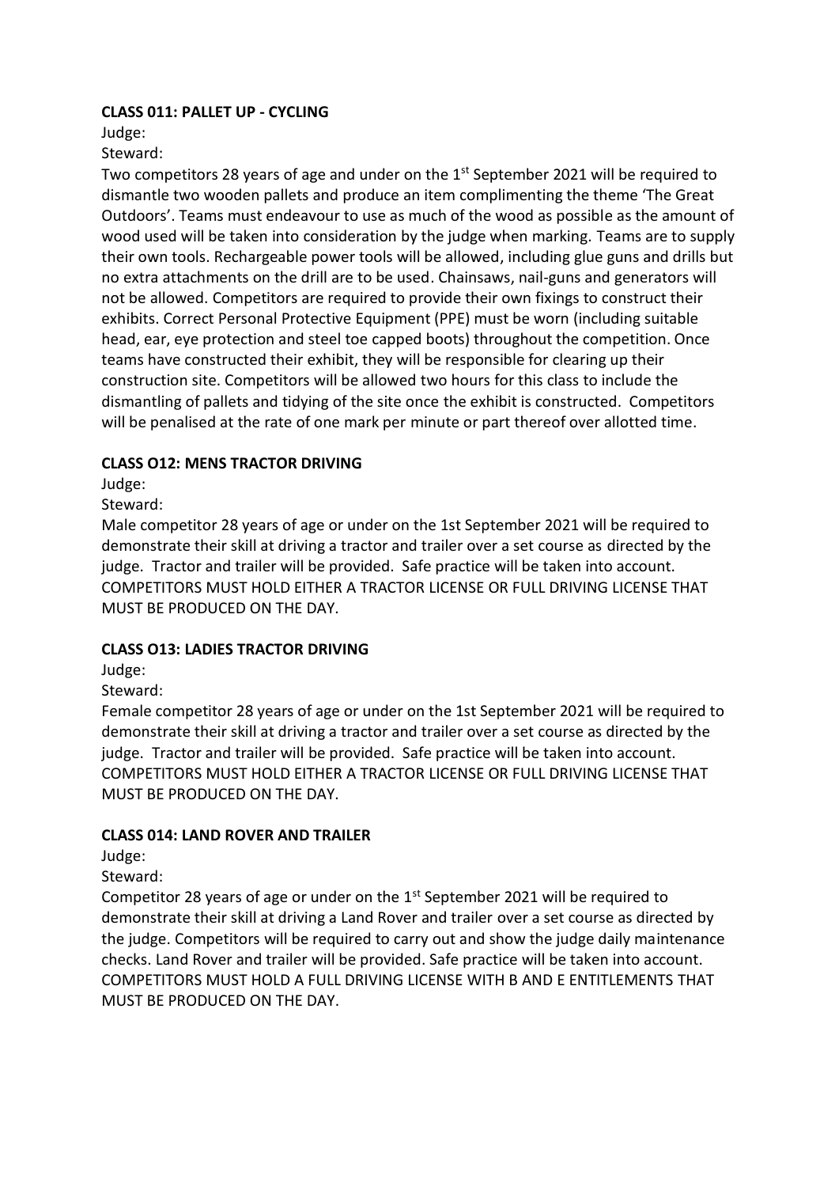**CLASS 011: PALLET UP - CYCLING**

Judge:

Steward:

Two competitors 28 years of age and under on the 1st September 2021 will be required to dismantle two wooden pallets and produce an item complimenting the theme 'The Great Outdoors'. Teams must endeavour to use as much of the wood as possible as the amount of wood used will be taken into consideration by the judge when marking. Teams are to supply their own tools. Rechargeable power tools will be allowed, including glue guns and drills but no extra attachments on the drill are to be used. Chainsaws, nail-guns and generators will not be allowed. Competitors are required to provide their own fixings to construct their exhibits. Correct Personal Protective Equipment (PPE) must be worn (including suitable head, ear, eye protection and steel toe capped boots) throughout the competition. Once teams have constructed their exhibit, they will be responsible for clearing up their construction site. Competitors will be allowed two hours for this class to include the dismantling of pallets and tidying of the site once the exhibit is constructed. Competitors will be penalised at the rate of one mark per minute or part thereof over allotted time.

**CLASS O12: MENS TRACTOR DRIVING**

Judge:

Steward:

Male competitor 28 years of age or under on the 1st September 2021 will be required to demonstrate their skill at driving a tractor and trailer over a set course as directed by the judge. Tractor and trailer will be provided. Safe practice will be taken into account. COMPETITORS MUST HOLD EITHER A TRACTOR LICENSE OR FULL DRIVING LICENSE THAT MUST BE PRODUCED ON THE DAY.

**CLASS O13: LADIES TRACTOR DRIVING**

Judge:

Steward:

Female competitor 28 years of age or under on the 1st September 2021 will be required to demonstrate their skill at driving a tractor and trailer over a set course as directed by the judge. Tractor and trailer will be provided. Safe practice will be taken into account. COMPETITORS MUST HOLD EITHER A TRACTOR LICENSE OR FULL DRIVING LICENSE THAT MUST BE PRODUCED ON THE DAY.

**CLASS 014: LAND ROVER AND TRAILER**

Judge:

Steward:

Competitor 28 years of age or under on the 1st September 2021 will be required to demonstrate their skill at driving a Land Rover and trailer over a set course as directed by the judge. Competitors will be required to carry out and show the judge daily maintenance checks. Land Rover and trailer will be provided. Safe practice will be taken into account. COMPETITORS MUST HOLD A FULL DRIVING LICENSE WITH B AND E ENTITLEMENTS THAT MUST BE PRODUCED ON THE DAY.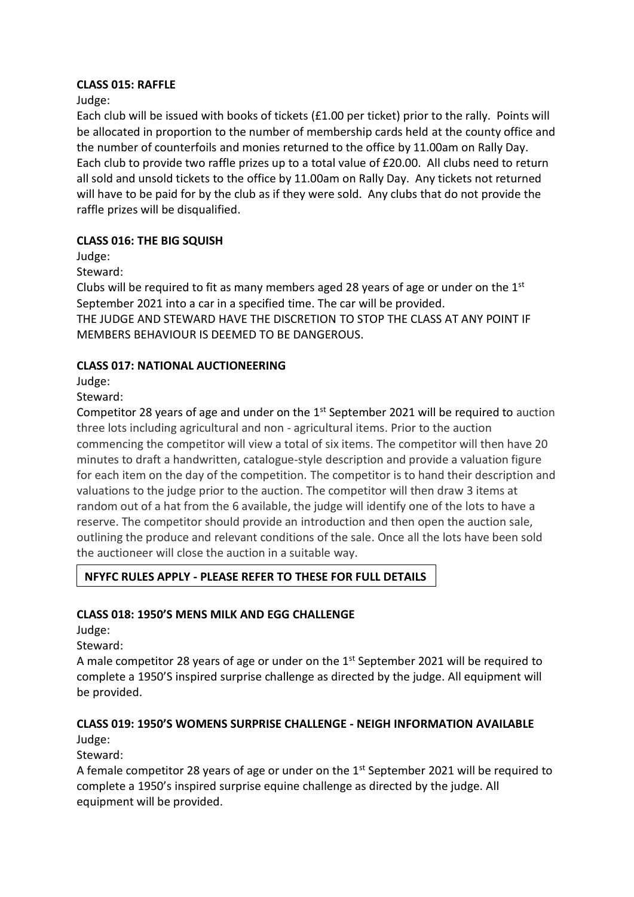**CLASS 015: RAFFLE**

Judge:

Each club will be issued with books of tickets (£1.00 per ticket) prior to the rally. Points will be allocated in proportion to the number of membership cards held at the county office and the number of counterfoils and monies returned to the office by 11.00am on Rally Day. Each club to provide two raffle prizes up to a total value of £20.00. All clubs need to return all sold and unsold tickets to the office by 11.00am on Rally Day. Any tickets not returned will have to be paid for by the club as if they were sold. Any clubs that do not provide the raffle prizes will be disqualified.

**CLASS 016: THE BIG SQUISH**

Judge:

Steward:

Clubs will be required to fit as many members aged 28 years of age or under on the 1st September 2021 into a car in a specified time. The car will be provided.
THE JUDGE AND STEWARD HAVE THE DISCRETION TO STOP THE CLASS AT ANY POINT IF MEMBERS BEHAVIOUR IS DEEMED TO BE DANGEROUS.

**CLASS 017: NATIONAL AUCTIONEERING**

Judge:

Steward:

Competitor 28 years of age and under on the 1st September 2021 will be required to auction three lots including agricultural and non - agricultural items. Prior to the auction commencing the competitor will view a total of six items. The competitor will then have 20 minutes to draft a handwritten, catalogue-style description and provide a valuation figure for each item on the day of the competition. The competitor is to hand their description and valuations to the judge prior to the auction. The competitor will then draw 3 items at random out of a hat from the 6 available, the judge will identify one of the lots to have a reserve. The competitor should provide an introduction and then open the auction sale, outlining the produce and relevant conditions of the sale. Once all the lots have been sold the auctioneer will close the auction in a suitable way.

**NFYFC RULES APPLY - PLEASE REFER TO THESE FOR FULL DETAILS**

**CLASS 018: 1950'S MENS MILK AND EGG CHALLENGE**

Judge:

Steward:

A male competitor 28 years of age or under on the 1st September 2021 will be required to complete a 1950'S inspired surprise challenge as directed by the judge. All equipment will be provided.

**CLASS 019: 1950'S WOMENS SURPRISE CHALLENGE - NEIGH INFORMATION AVAILABLE**

Judge:

Steward:

A female competitor 28 years of age or under on the 1st September 2021 will be required to complete a 1950's inspired surprise equine challenge as directed by the judge. All equipment will be provided.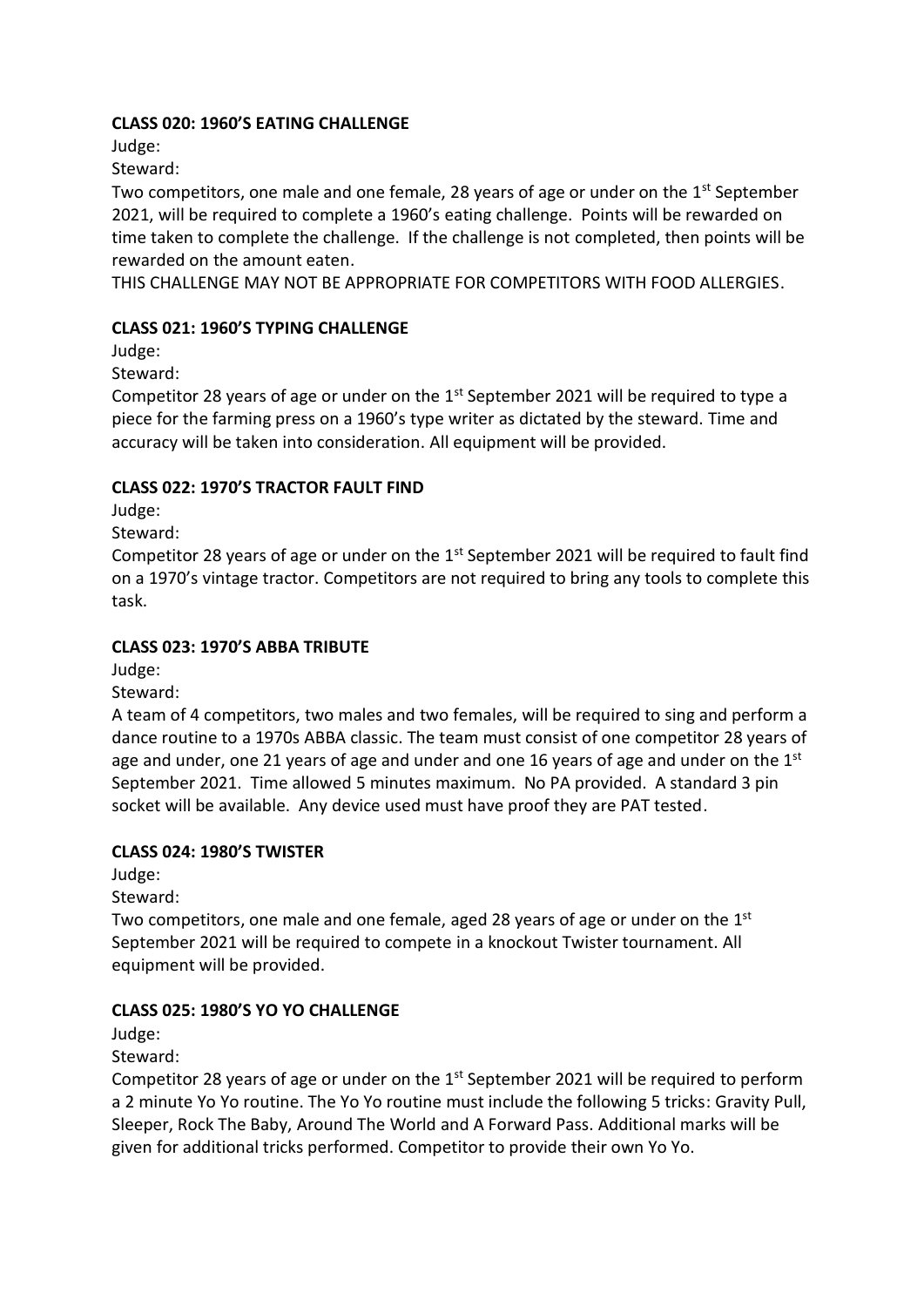**CLASS 020: 1960'S EATING CHALLENGE**

Judge:

Steward:

Two competitors, one male and one female, 28 years of age or under on the 1st September 2021, will be required to complete a 1960's eating challenge. Points will be rewarded on time taken to complete the challenge. If the challenge is not completed, then points will be rewarded on the amount eaten.

THIS CHALLENGE MAY NOT BE APPROPRIATE FOR COMPETITORS WITH FOOD ALLERGIES.

**CLASS 021: 1960'S TYPING CHALLENGE**

Judge:

Steward:

Competitor 28 years of age or under on the 1st September 2021 will be required to type a piece for the farming press on a 1960's type writer as dictated by the steward. Time and accuracy will be taken into consideration. All equipment will be provided.

**CLASS 022: 1970'S TRACTOR FAULT FIND**

Judge:

Steward:

Competitor 28 years of age or under on the 1st September 2021 will be required to fault find on a 1970's vintage tractor. Competitors are not required to bring any tools to complete this task.

**CLASS 023: 1970'S ABBA TRIBUTE**

Judge:

Steward:

A team of 4 competitors, two males and two females, will be required to sing and perform a dance routine to a 1970s ABBA classic. The team must consist of one competitor 28 years of age and under, one 21 years of age and under and one 16 years of age and under on the 1st September 2021. Time allowed 5 minutes maximum. No PA provided. A standard 3 pin socket will be available. Any device used must have proof they are PAT tested.

**CLASS 024: 1980'S TWISTER**

Judge:

Steward:

Two competitors, one male and one female, aged 28 years of age or under on the 1st September 2021 will be required to compete in a knockout Twister tournament. All equipment will be provided.

**CLASS 025: 1980'S YO YO CHALLENGE**

Judge:

Steward:

Competitor 28 years of age or under on the 1st September 2021 will be required to perform a 2 minute Yo Yo routine. The Yo Yo routine must include the following 5 tricks: Gravity Pull, Sleeper, Rock The Baby, Around The World and A Forward Pass. Additional marks will be given for additional tricks performed. Competitor to provide their own Yo Yo.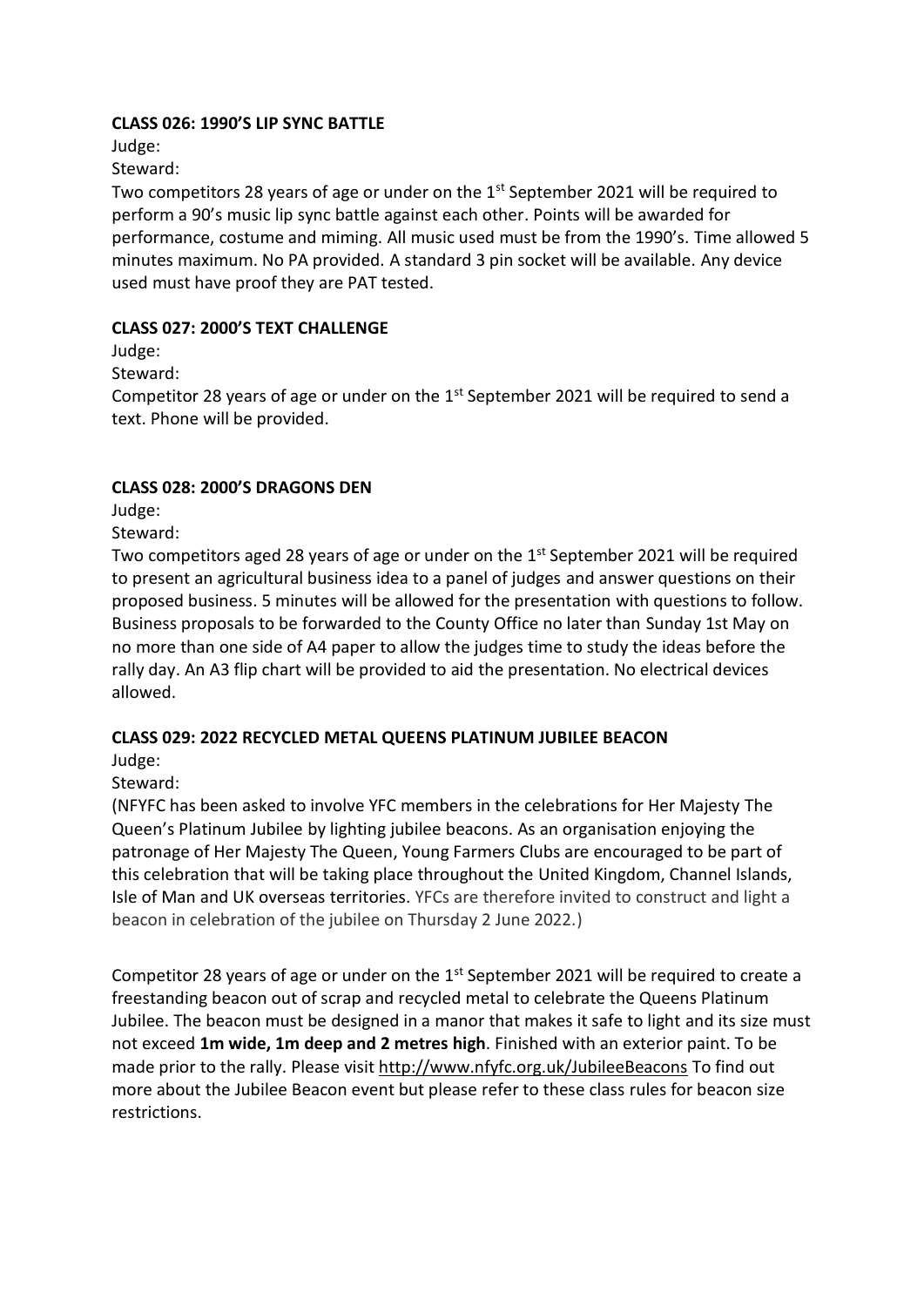**CLASS 026: 1990'S LIP SYNC BATTLE**

Judge:

Steward:

Two competitors 28 years of age or under on the 1st September 2021 will be required to perform a 90's music lip sync battle against each other. Points will be awarded for performance, costume and miming. All music used must be from the 1990's. Time allowed 5 minutes maximum. No PA provided. A standard 3 pin socket will be available. Any device used must have proof they are PAT tested.

**CLASS 027: 2000'S TEXT CHALLENGE**

Judge:

Steward:

Competitor 28 years of age or under on the 1st September 2021 will be required to send a text. Phone will be provided.

**CLASS 028: 2000'S DRAGONS DEN**

Judge:

Steward:

Two competitors aged 28 years of age or under on the 1st September 2021 will be required to present an agricultural business idea to a panel of judges and answer questions on their proposed business. 5 minutes will be allowed for the presentation with questions to follow. Business proposals to be forwarded to the County Office no later than Sunday 1st May on no more than one side of A4 paper to allow the judges time to study the ideas before the rally day. An A3 flip chart will be provided to aid the presentation. No electrical devices allowed.

**CLASS 029: 2022 RECYCLED METAL QUEENS PLATINUM JUBILEE BEACON**

Judge:

Steward:

(NFYFC has been asked to involve YFC members in the celebrations for Her Majesty The Queen's Platinum Jubilee by lighting jubilee beacons. As an organisation enjoying the patronage of Her Majesty The Queen, Young Farmers Clubs are encouraged to be part of this celebration that will be taking place throughout the United Kingdom, Channel Islands, Isle of Man and UK overseas territories. YFCs are therefore invited to construct and light a beacon in celebration of the jubilee on Thursday 2 June 2022.)

Competitor 28 years of age or under on the 1st September 2021 will be required to create a freestanding beacon out of scrap and recycled metal to celebrate the Queens Platinum Jubilee. The beacon must be designed in a manor that makes it safe to light and its size must not exceed **1m wide, 1m deep and 2 metres high**. Finished with an exterior paint. To be made prior to the rally. Please visit http://www.nfyfc.org.uk/JubileeBeacons To find out more about the Jubilee Beacon event but please refer to these class rules for beacon size restrictions.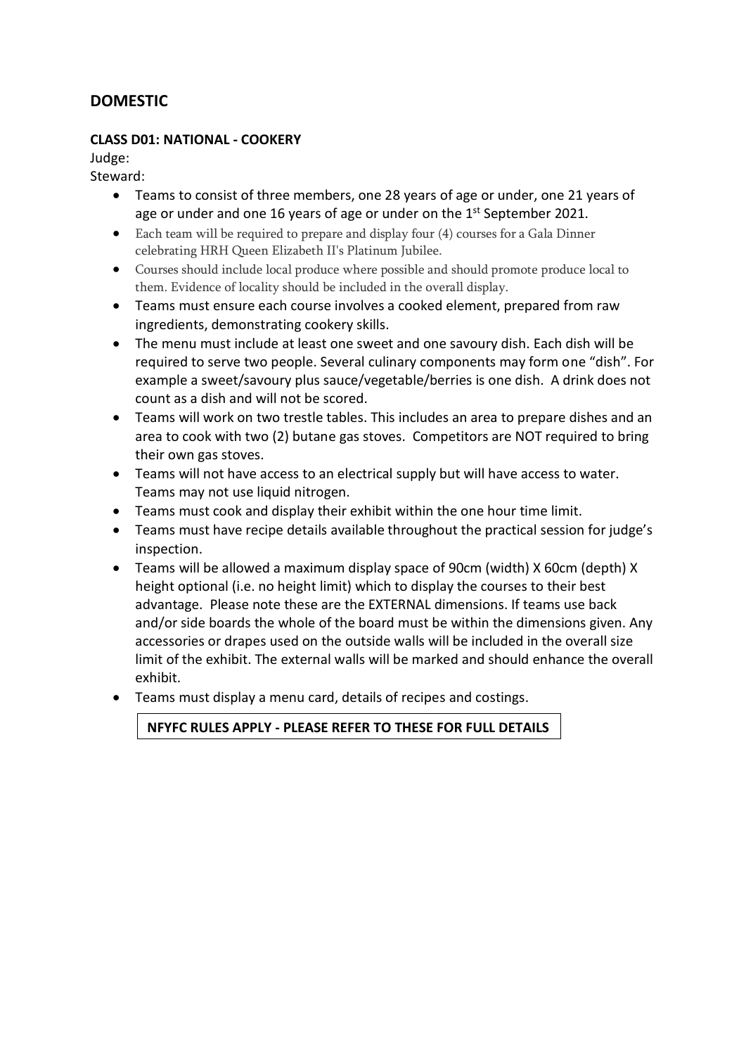## DOMESTIC

**CLASS D01: NATIONAL - COOKERY**

Judge:

Steward:

- Teams to consist of three members, one 28 years of age or under, one 21 years of age or under and one 16 years of age or under on the 1st September 2021.
- Each team will be required to prepare and display four (4) courses for a Gala Dinner celebrating HRH Queen Elizabeth II's Platinum Jubilee.
- Courses should include local produce where possible and should promote produce local to them. Evidence of locality should be included in the overall display.
- Teams must ensure each course involves a cooked element, prepared from raw ingredients, demonstrating cookery skills.
- The menu must include at least one sweet and one savoury dish. Each dish will be required to serve two people. Several culinary components may form one "dish". For example a sweet/savoury plus sauce/vegetable/berries is one dish. A drink does not count as a dish and will not be scored.
- Teams will work on two trestle tables. This includes an area to prepare dishes and an area to cook with two (2) butane gas stoves. Competitors are NOT required to bring their own gas stoves.
- Teams will not have access to an electrical supply but will have access to water. Teams may not use liquid nitrogen.
- Teams must cook and display their exhibit within the one hour time limit.
- Teams must have recipe details available throughout the practical session for judge's inspection.
- Teams will be allowed a maximum display space of 90cm (width) X 60cm (depth) X height optional (i.e. no height limit) which to display the courses to their best advantage. Please note these are the EXTERNAL dimensions. If teams use back and/or side boards the whole of the board must be within the dimensions given. Any accessories or drapes used on the outside walls will be included in the overall size limit of the exhibit. The external walls will be marked and should enhance the overall exhibit.
- Teams must display a menu card, details of recipes and costings.

**NFYFC RULES APPLY - PLEASE REFER TO THESE FOR FULL DETAILS**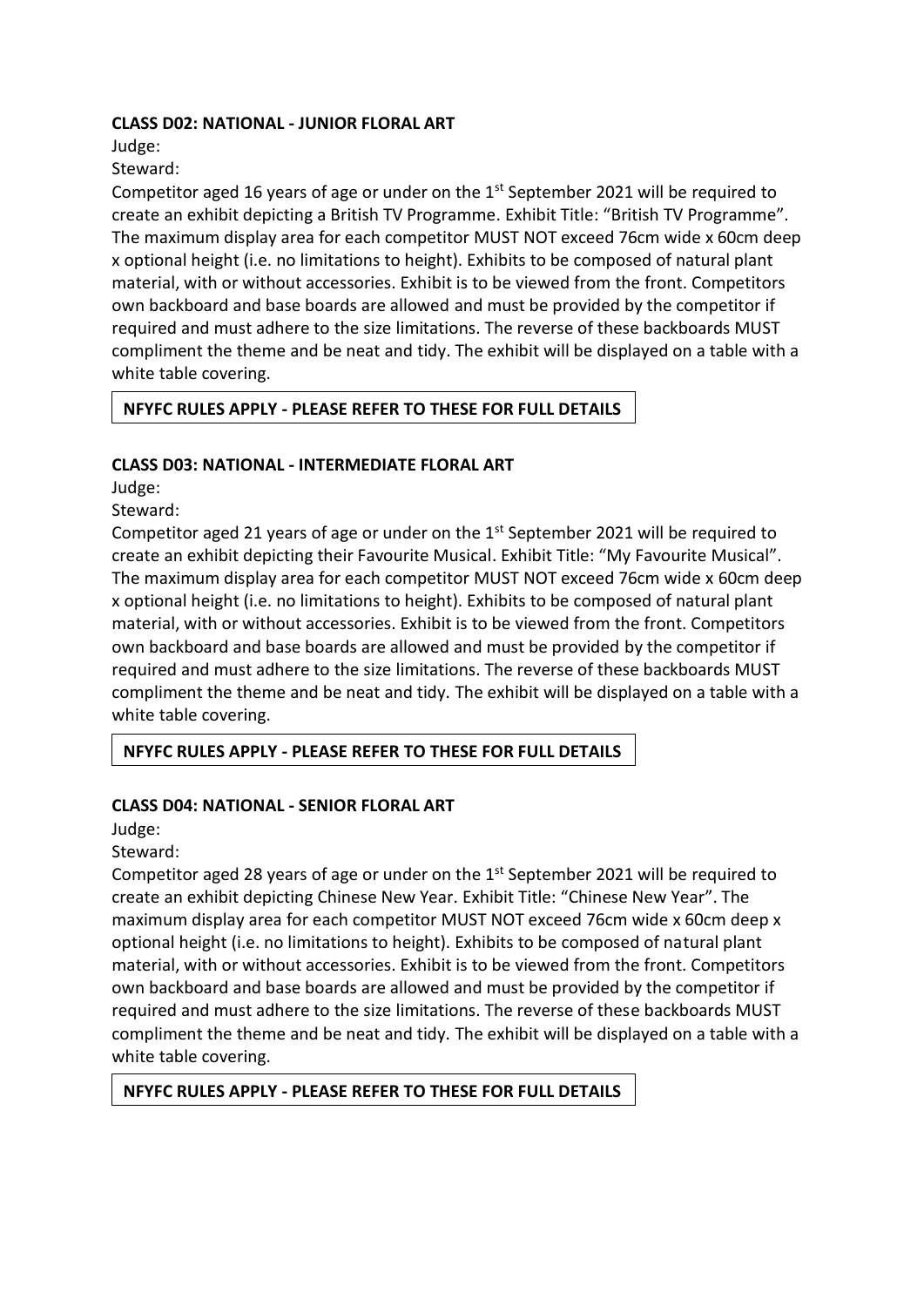**CLASS D02: NATIONAL - JUNIOR FLORAL ART**

Judge:

Steward:

Competitor aged 16 years of age or under on the 1st September 2021 will be required to create an exhibit depicting a British TV Programme. Exhibit Title: "British TV Programme". The maximum display area for each competitor MUST NOT exceed 76cm wide x 60cm deep x optional height (i.e. no limitations to height). Exhibits to be composed of natural plant material, with or without accessories. Exhibit is to be viewed from the front. Competitors own backboard and base boards are allowed and must be provided by the competitor if required and must adhere to the size limitations. The reverse of these backboards MUST compliment the theme and be neat and tidy. The exhibit will be displayed on a table with a white table covering.

**NFYFC RULES APPLY - PLEASE REFER TO THESE FOR FULL DETAILS**

**CLASS D03: NATIONAL - INTERMEDIATE FLORAL ART**

Judge:

Steward:

Competitor aged 21 years of age or under on the 1st September 2021 will be required to create an exhibit depicting their Favourite Musical. Exhibit Title: "My Favourite Musical". The maximum display area for each competitor MUST NOT exceed 76cm wide x 60cm deep x optional height (i.e. no limitations to height). Exhibits to be composed of natural plant material, with or without accessories. Exhibit is to be viewed from the front. Competitors own backboard and base boards are allowed and must be provided by the competitor if required and must adhere to the size limitations. The reverse of these backboards MUST compliment the theme and be neat and tidy. The exhibit will be displayed on a table with a white table covering.

**NFYFC RULES APPLY - PLEASE REFER TO THESE FOR FULL DETAILS**

**CLASS D04: NATIONAL - SENIOR FLORAL ART**

Judge:

Steward:

Competitor aged 28 years of age or under on the 1st September 2021 will be required to create an exhibit depicting Chinese New Year. Exhibit Title: "Chinese New Year". The maximum display area for each competitor MUST NOT exceed 76cm wide x 60cm deep x optional height (i.e. no limitations to height). Exhibits to be composed of natural plant material, with or without accessories. Exhibit is to be viewed from the front. Competitors own backboard and base boards are allowed and must be provided by the competitor if required and must adhere to the size limitations. The reverse of these backboards MUST compliment the theme and be neat and tidy. The exhibit will be displayed on a table with a white table covering.

**NFYFC RULES APPLY - PLEASE REFER TO THESE FOR FULL DETAILS**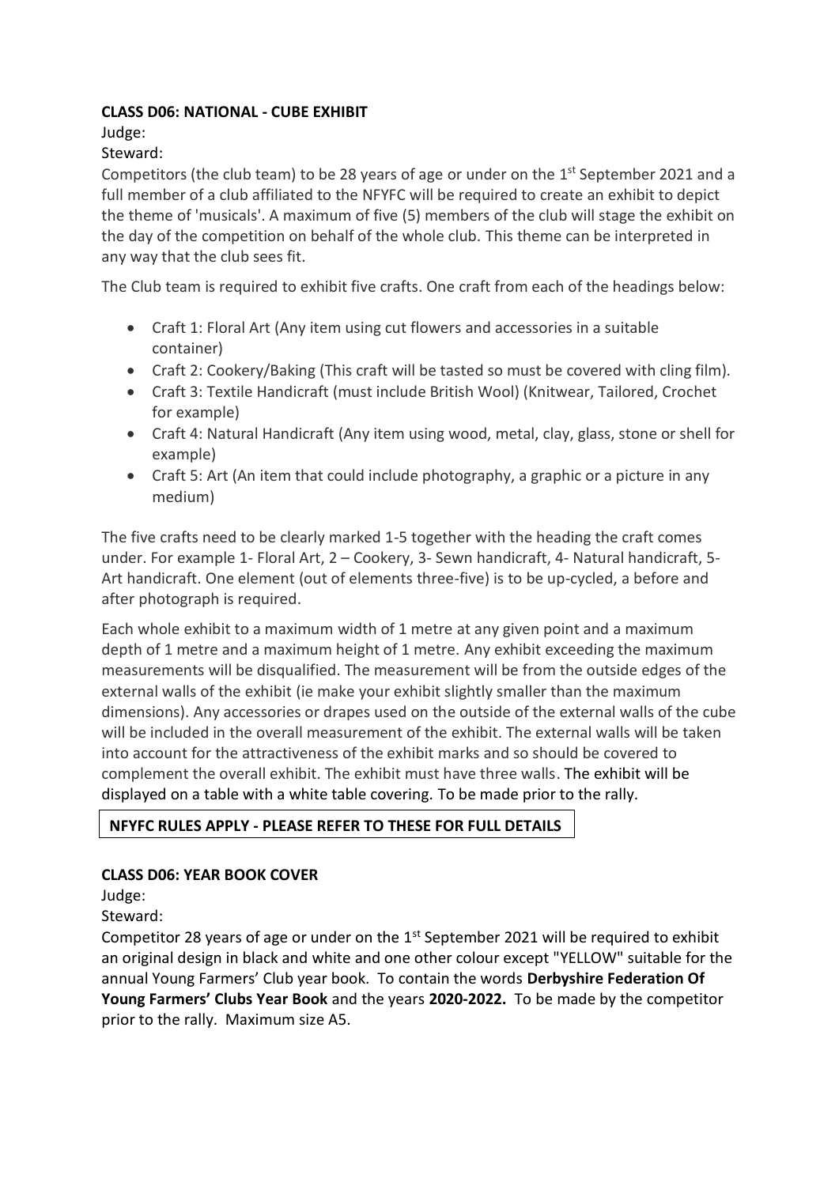**CLASS D06: NATIONAL - CUBE EXHIBIT**

Judge:

Steward:

Competitors (the club team) to be 28 years of age or under on the 1st September 2021 and a full member of a club affiliated to the NFYFC will be required to create an exhibit to depict the theme of 'musicals'. A maximum of five (5) members of the club will stage the exhibit on the day of the competition on behalf of the whole club. This theme can be interpreted in any way that the club sees fit.

The Club team is required to exhibit five crafts. One craft from each of the headings below:

- Craft 1: Floral Art (Any item using cut flowers and accessories in a suitable container)
- Craft 2: Cookery/Baking (This craft will be tasted so must be covered with cling film).
- Craft 3: Textile Handicraft (must include British Wool) (Knitwear, Tailored, Crochet for example)
- Craft 4: Natural Handicraft (Any item using wood, metal, clay, glass, stone or shell for example)
- Craft 5: Art (An item that could include photography, a graphic or a picture in any medium)

The five crafts need to be clearly marked 1-5 together with the heading the craft comes under. For example 1- Floral Art, 2 – Cookery, 3- Sewn handicraft, 4- Natural handicraft, 5- Art handicraft. One element (out of elements three-five) is to be up-cycled, a before and after photograph is required.

Each whole exhibit to a maximum width of 1 metre at any given point and a maximum depth of 1 metre and a maximum height of 1 metre. Any exhibit exceeding the maximum measurements will be disqualified. The measurement will be from the outside edges of the external walls of the exhibit (ie make your exhibit slightly smaller than the maximum dimensions). Any accessories or drapes used on the outside of the external walls of the cube will be included in the overall measurement of the exhibit. The external walls will be taken into account for the attractiveness of the exhibit marks and so should be covered to complement the overall exhibit. The exhibit must have three walls. The exhibit will be displayed on a table with a white table covering. To be made prior to the rally.

**NFYFC RULES APPLY - PLEASE REFER TO THESE FOR FULL DETAILS**

**CLASS D06: YEAR BOOK COVER**

Judge:

Steward:

Competitor 28 years of age or under on the 1st September 2021 will be required to exhibit an original design in black and white and one other colour except "YELLOW" suitable for the annual Young Farmers' Club year book. To contain the words **Derbyshire Federation Of Young Farmers' Clubs Year Book** and the years **2020-2022.** To be made by the competitor prior to the rally. Maximum size A5.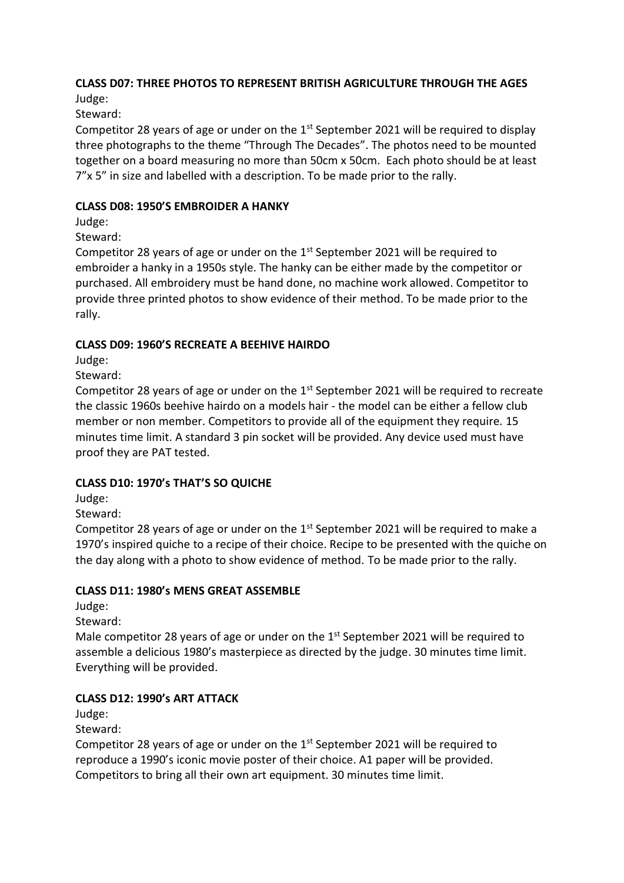**CLASS D07: THREE PHOTOS TO REPRESENT BRITISH AGRICULTURE THROUGH THE AGES**

Judge:

Steward:

Competitor 28 years of age or under on the 1st September 2021 will be required to display three photographs to the theme "Through The Decades". The photos need to be mounted together on a board measuring no more than 50cm x 50cm. Each photo should be at least 7"x 5" in size and labelled with a description. To be made prior to the rally.

**CLASS D08: 1950'S EMBROIDER A HANKY**

Judge:

Steward:

Competitor 28 years of age or under on the 1st September 2021 will be required to embroider a hanky in a 1950s style. The hanky can be either made by the competitor or purchased. All embroidery must be hand done, no machine work allowed. Competitor to provide three printed photos to show evidence of their method. To be made prior to the rally.

**CLASS D09: 1960'S RECREATE A BEEHIVE HAIRDO**

Judge:

Steward:

Competitor 28 years of age or under on the 1st September 2021 will be required to recreate the classic 1960s beehive hairdo on a models hair - the model can be either a fellow club member or non member. Competitors to provide all of the equipment they require. 15 minutes time limit. A standard 3 pin socket will be provided. Any device used must have proof they are PAT tested.

**CLASS D10: 1970's THAT'S SO QUICHE**

Judge:

Steward:

Competitor 28 years of age or under on the 1st September 2021 will be required to make a 1970's inspired quiche to a recipe of their choice. Recipe to be presented with the quiche on the day along with a photo to show evidence of method. To be made prior to the rally.

**CLASS D11: 1980's MENS GREAT ASSEMBLE**

Judge:

Steward:

Male competitor 28 years of age or under on the 1st September 2021 will be required to assemble a delicious 1980's masterpiece as directed by the judge. 30 minutes time limit. Everything will be provided.

**CLASS D12: 1990's ART ATTACK**

Judge:

Steward:

Competitor 28 years of age or under on the 1st September 2021 will be required to reproduce a 1990's iconic movie poster of their choice. A1 paper will be provided. Competitors to bring all their own art equipment. 30 minutes time limit.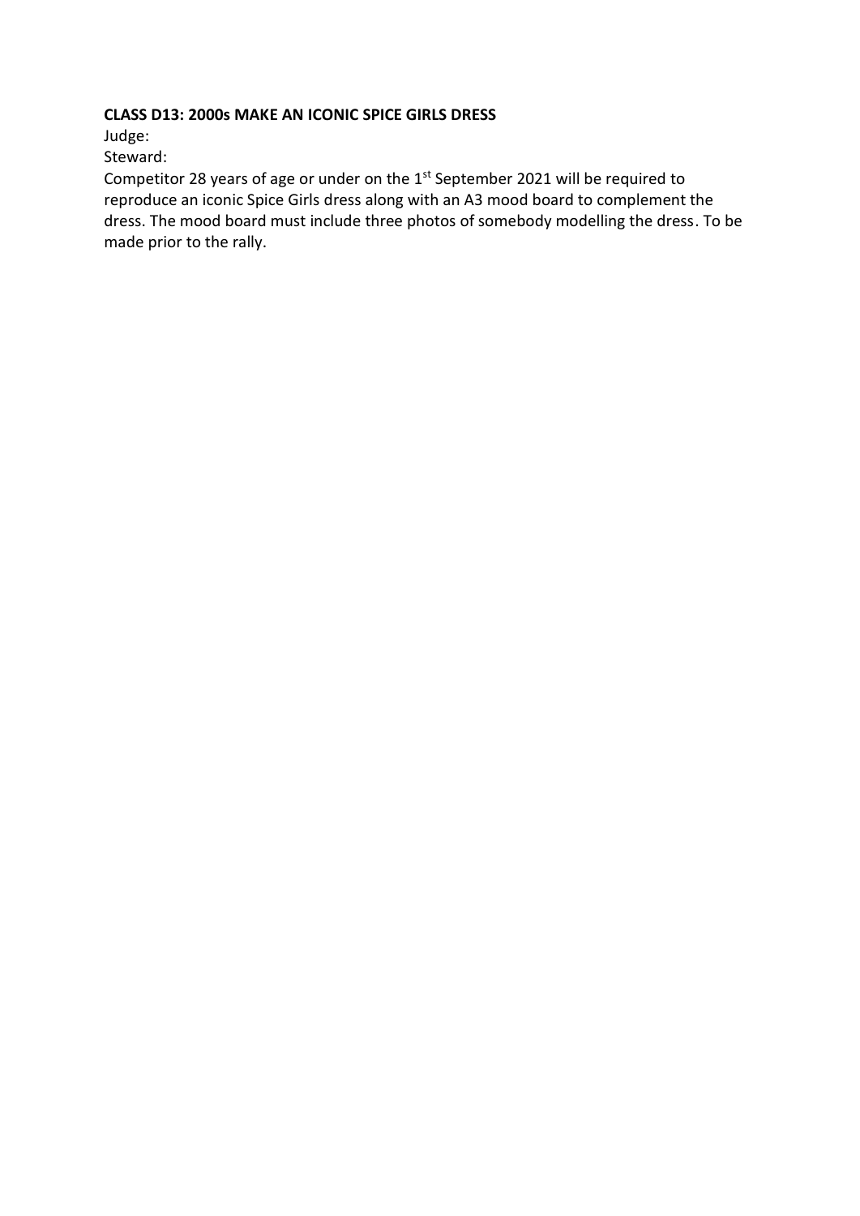**CLASS D13: 2000s MAKE AN ICONIC SPICE GIRLS DRESS**

Judge:

Steward:

Competitor 28 years of age or under on the 1st September 2021 will be required to reproduce an iconic Spice Girls dress along with an A3 mood board to complement the dress. The mood board must include three photos of somebody modelling the dress. To be made prior to the rally.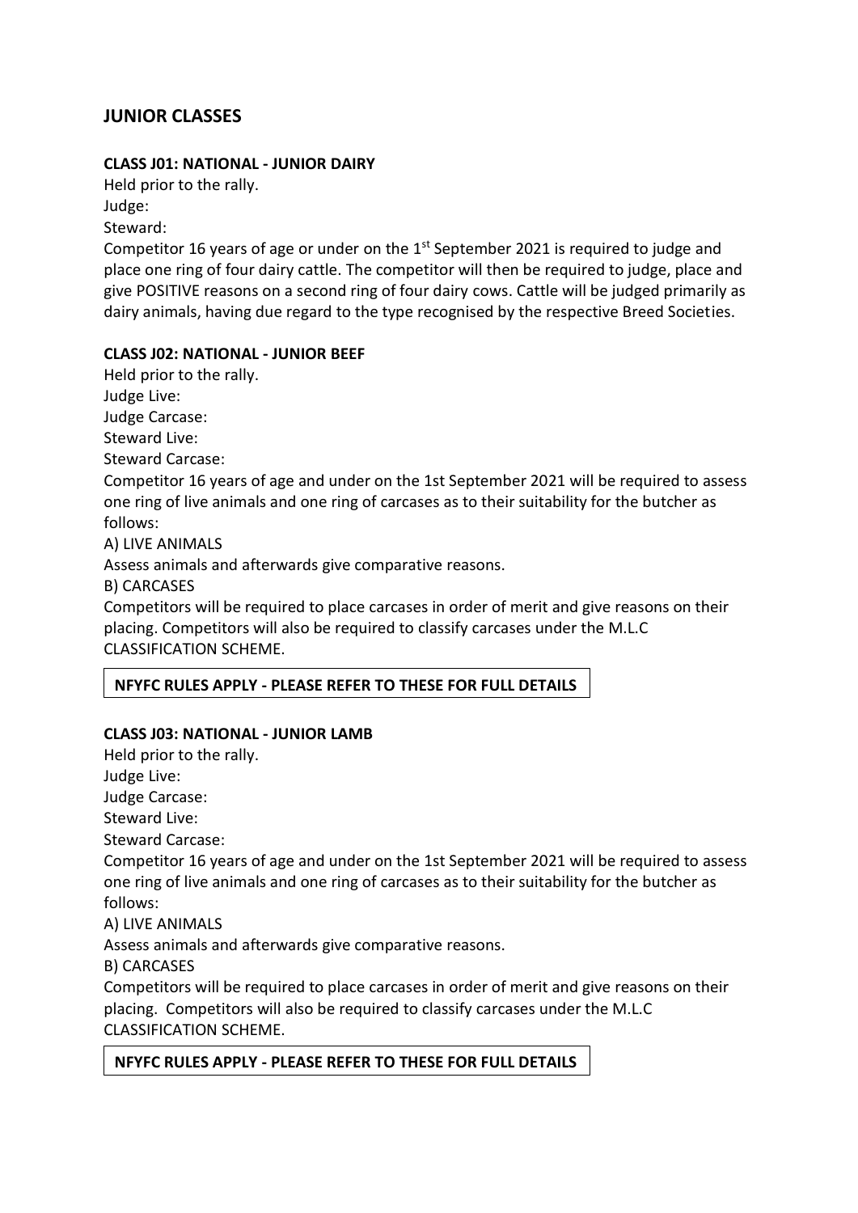## JUNIOR CLASSES

**CLASS J01: NATIONAL - JUNIOR DAIRY**

Held prior to the rally.

Judge:

Steward:

Competitor 16 years of age or under on the 1st September 2021 is required to judge and place one ring of four dairy cattle. The competitor will then be required to judge, place and give POSITIVE reasons on a second ring of four dairy cows. Cattle will be judged primarily as dairy animals, having due regard to the type recognised by the respective Breed Societies.

**CLASS J02: NATIONAL - JUNIOR BEEF**

Held prior to the rally.

Judge Live:

Judge Carcase:

Steward Live:

Steward Carcase:

Competitor 16 years of age and under on the 1st September 2021 will be required to assess one ring of live animals and one ring of carcases as to their suitability for the butcher as follows:

A) LIVE ANIMALS

Assess animals and afterwards give comparative reasons.

B) CARCASES

Competitors will be required to place carcases in order of merit and give reasons on their placing. Competitors will also be required to classify carcases under the M.L.C CLASSIFICATION SCHEME.

**NFYFC RULES APPLY - PLEASE REFER TO THESE FOR FULL DETAILS**

**CLASS J03: NATIONAL - JUNIOR LAMB**

Held prior to the rally.

Judge Live:

Judge Carcase:

Steward Live:

Steward Carcase:

Competitor 16 years of age and under on the 1st September 2021 will be required to assess one ring of live animals and one ring of carcases as to their suitability for the butcher as follows:

A) LIVE ANIMALS

Assess animals and afterwards give comparative reasons.

B) CARCASES

Competitors will be required to place carcases in order of merit and give reasons on their placing. Competitors will also be required to classify carcases under the M.L.C CLASSIFICATION SCHEME.

**NFYFC RULES APPLY - PLEASE REFER TO THESE FOR FULL DETAILS**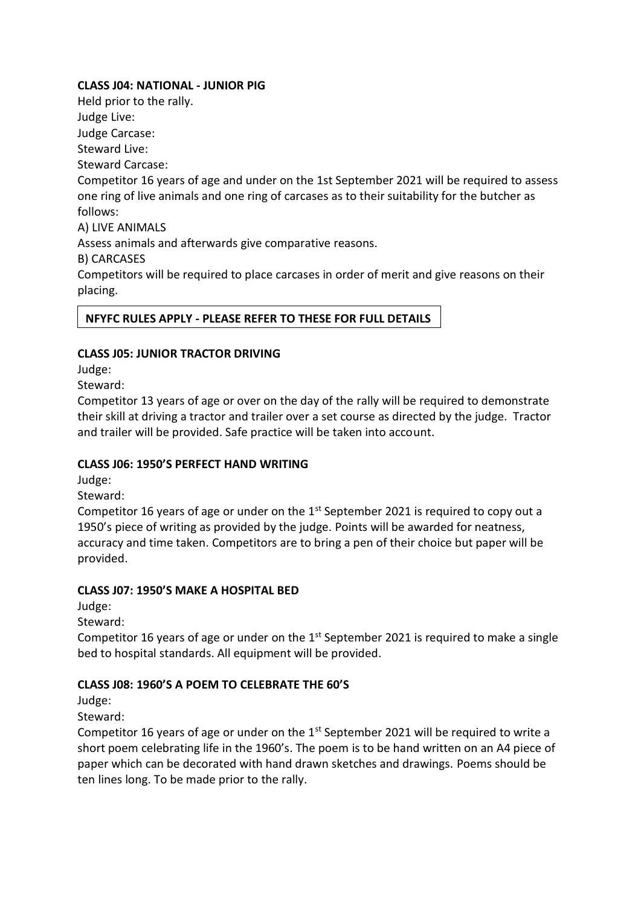**CLASS J04: NATIONAL - JUNIOR PIG**

Held prior to the rally.

Judge Live:

Judge Carcase:

Steward Live:

Steward Carcase:

Competitor 16 years of age and under on the 1st September 2021 will be required to assess one ring of live animals and one ring of carcases as to their suitability for the butcher as follows:

A) LIVE ANIMALS

Assess animals and afterwards give comparative reasons.

B) CARCASES

Competitors will be required to place carcases in order of merit and give reasons on their placing.

**NFYFC RULES APPLY - PLEASE REFER TO THESE FOR FULL DETAILS**

**CLASS J05: JUNIOR TRACTOR DRIVING**

Judge:

Steward:

Competitor 13 years of age or over on the day of the rally will be required to demonstrate their skill at driving a tractor and trailer over a set course as directed by the judge. Tractor and trailer will be provided. Safe practice will be taken into account.

**CLASS J06: 1950'S PERFECT HAND WRITING**

Judge:

Steward:

Competitor 16 years of age or under on the 1st September 2021 is required to copy out a 1950's piece of writing as provided by the judge. Points will be awarded for neatness, accuracy and time taken. Competitors are to bring a pen of their choice but paper will be provided.

**CLASS J07: 1950'S MAKE A HOSPITAL BED**

Judge:

Steward:

Competitor 16 years of age or under on the 1st September 2021 is required to make a single bed to hospital standards. All equipment will be provided.

**CLASS J08: 1960'S A POEM TO CELEBRATE THE 60'S**

Judge:

Steward:

Competitor 16 years of age or under on the 1st September 2021 will be required to write a short poem celebrating life in the 1960's. The poem is to be hand written on an A4 piece of paper which can be decorated with hand drawn sketches and drawings. Poems should be ten lines long. To be made prior to the rally.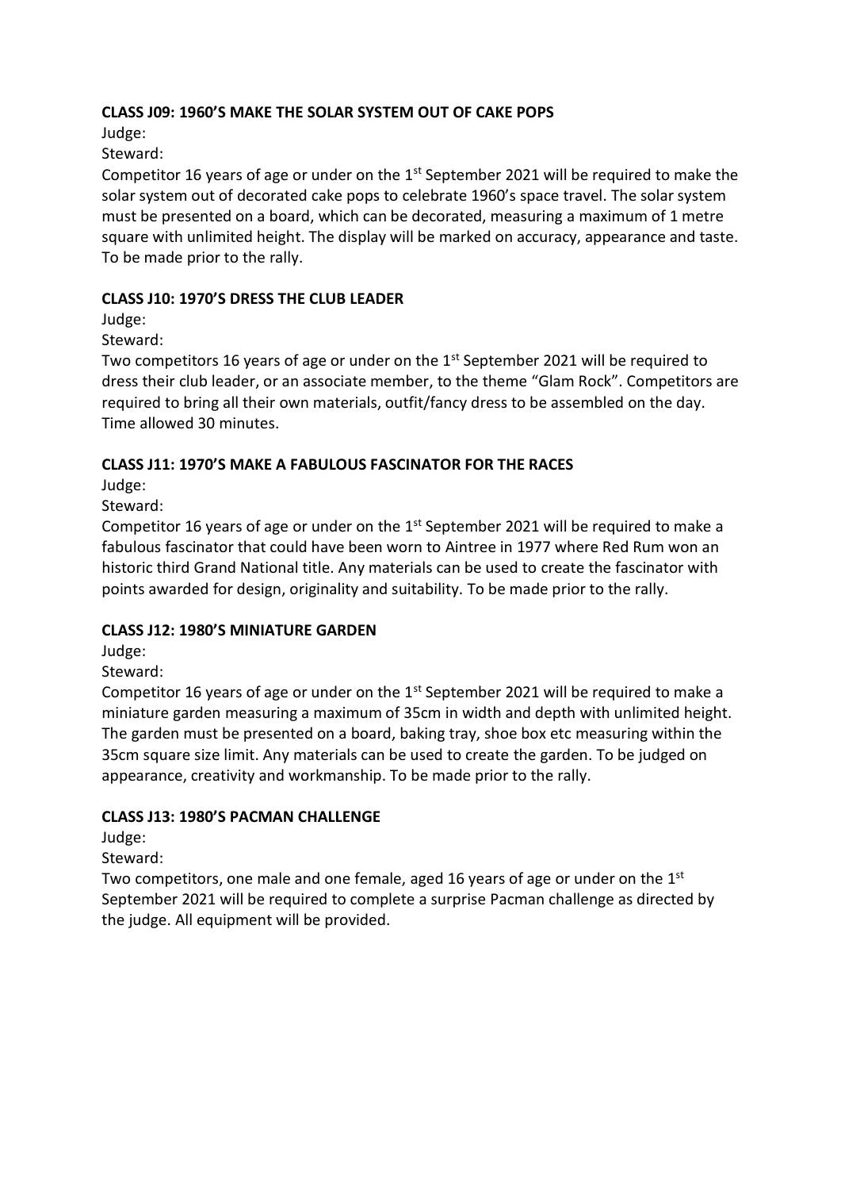**CLASS J09: 1960'S MAKE THE SOLAR SYSTEM OUT OF CAKE POPS**

Judge:

Steward:

Competitor 16 years of age or under on the 1st September 2021 will be required to make the solar system out of decorated cake pops to celebrate 1960's space travel. The solar system must be presented on a board, which can be decorated, measuring a maximum of 1 metre square with unlimited height. The display will be marked on accuracy, appearance and taste. To be made prior to the rally.

**CLASS J10: 1970'S DRESS THE CLUB LEADER**

Judge:

Steward:

Two competitors 16 years of age or under on the 1st September 2021 will be required to dress their club leader, or an associate member, to the theme "Glam Rock". Competitors are required to bring all their own materials, outfit/fancy dress to be assembled on the day. Time allowed 30 minutes.

**CLASS J11: 1970'S MAKE A FABULOUS FASCINATOR FOR THE RACES**

Judge:

Steward:

Competitor 16 years of age or under on the 1st September 2021 will be required to make a fabulous fascinator that could have been worn to Aintree in 1977 where Red Rum won an historic third Grand National title. Any materials can be used to create the fascinator with points awarded for design, originality and suitability. To be made prior to the rally.

**CLASS J12: 1980'S MINIATURE GARDEN**

Judge:

Steward:

Competitor 16 years of age or under on the 1st September 2021 will be required to make a miniature garden measuring a maximum of 35cm in width and depth with unlimited height. The garden must be presented on a board, baking tray, shoe box etc measuring within the 35cm square size limit. Any materials can be used to create the garden. To be judged on appearance, creativity and workmanship. To be made prior to the rally.

**CLASS J13: 1980'S PACMAN CHALLENGE**

Judge:

Steward:

Two competitors, one male and one female, aged 16 years of age or under on the 1st September 2021 will be required to complete a surprise Pacman challenge as directed by the judge. All equipment will be provided.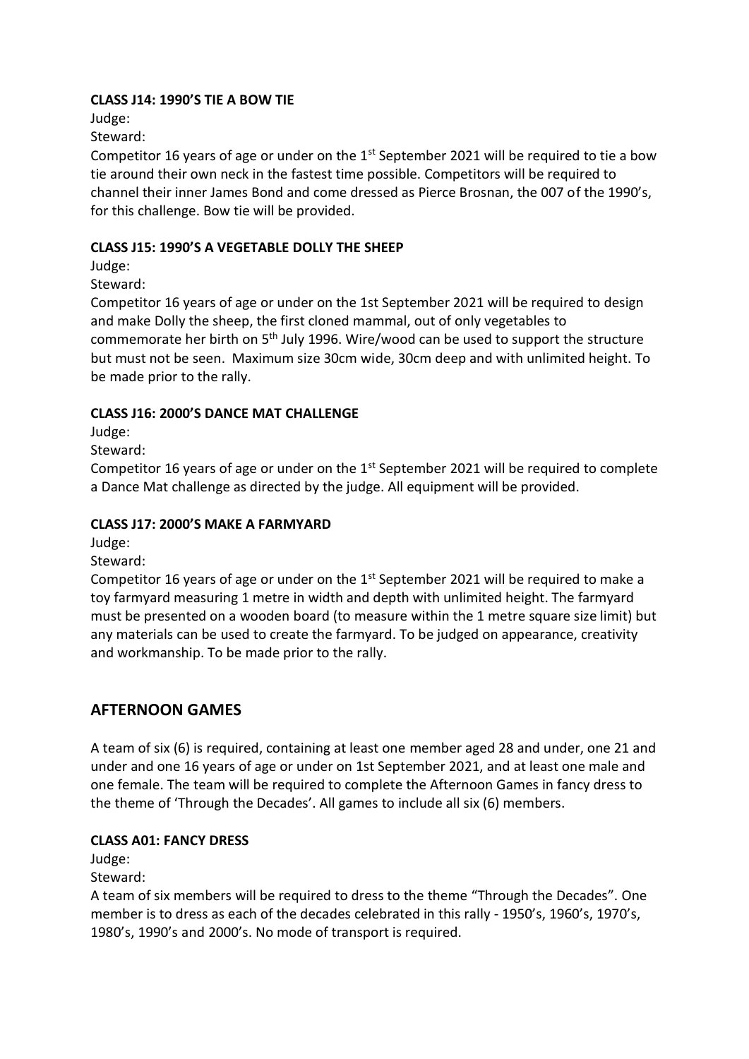**CLASS J14: 1990'S TIE A BOW TIE**

Judge:

Steward:

Competitor 16 years of age or under on the 1st September 2021 will be required to tie a bow tie around their own neck in the fastest time possible. Competitors will be required to channel their inner James Bond and come dressed as Pierce Brosnan, the 007 of the 1990's, for this challenge. Bow tie will be provided.

**CLASS J15: 1990'S A VEGETABLE DOLLY THE SHEEP**

Judge:

Steward:

Competitor 16 years of age or under on the 1st September 2021 will be required to design and make Dolly the sheep, the first cloned mammal, out of only vegetables to commemorate her birth on 5th July 1996. Wire/wood can be used to support the structure but must not be seen. Maximum size 30cm wide, 30cm deep and with unlimited height. To be made prior to the rally.

**CLASS J16: 2000'S DANCE MAT CHALLENGE**

Judge:

Steward:

Competitor 16 years of age or under on the 1st September 2021 will be required to complete a Dance Mat challenge as directed by the judge. All equipment will be provided.

**CLASS J17: 2000'S MAKE A FARMYARD**

Judge:

Steward:

Competitor 16 years of age or under on the 1st September 2021 will be required to make a toy farmyard measuring 1 metre in width and depth with unlimited height. The farmyard must be presented on a wooden board (to measure within the 1 metre square size limit) but any materials can be used to create the farmyard. To be judged on appearance, creativity and workmanship. To be made prior to the rally.

## AFTERNOON GAMES

A team of six (6) is required, containing at least one member aged 28 and under, one 21 and under and one 16 years of age or under on 1st September 2021, and at least one male and one female. The team will be required to complete the Afternoon Games in fancy dress to the theme of 'Through the Decades'. All games to include all six (6) members.

**CLASS A01: FANCY DRESS**

Judge:

Steward:

A team of six members will be required to dress to the theme "Through the Decades". One member is to dress as each of the decades celebrated in this rally - 1950's, 1960's, 1970's, 1980's, 1990's and 2000's. No mode of transport is required.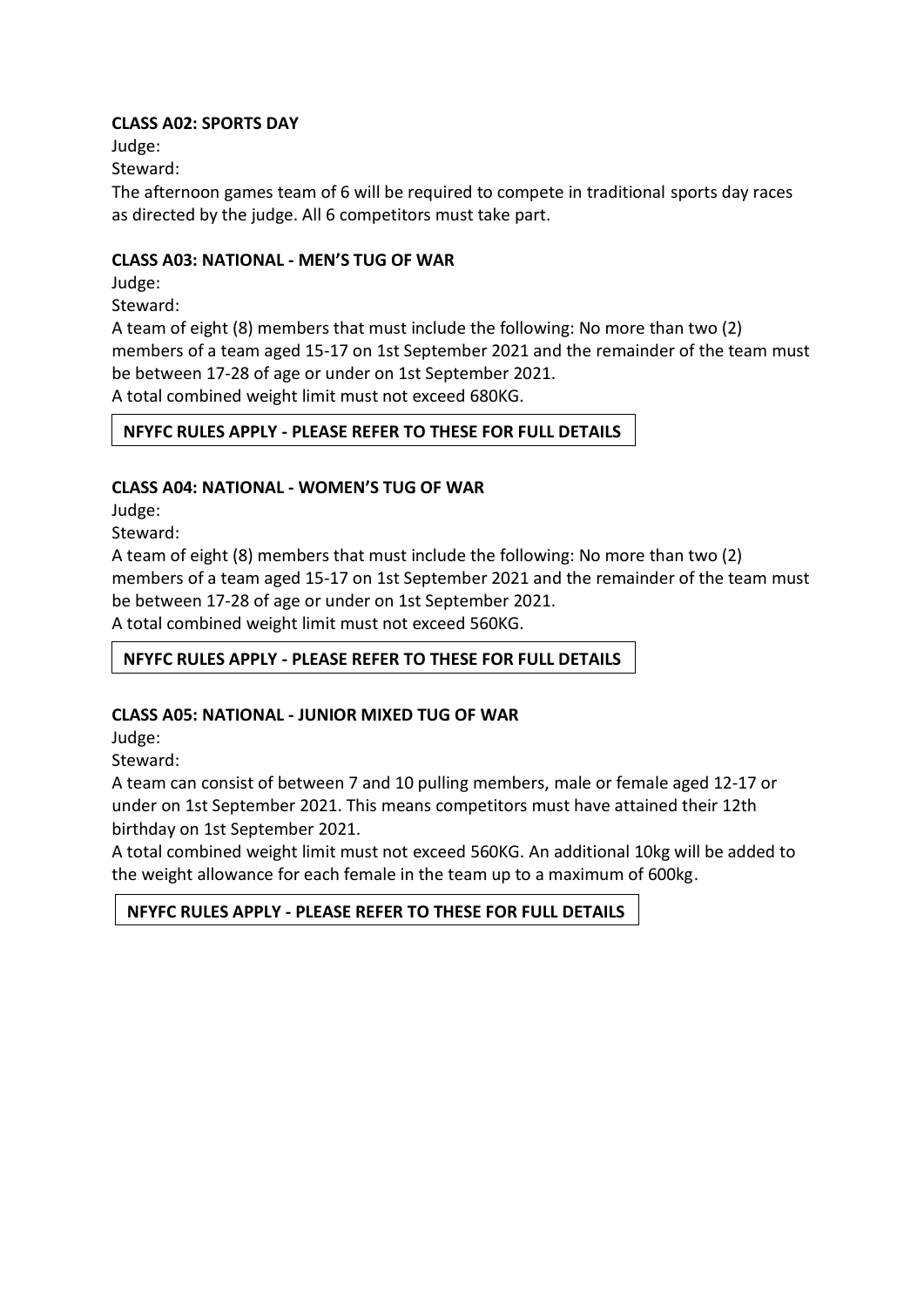**CLASS A02: SPORTS DAY**

Judge:

Steward:

The afternoon games team of 6 will be required to compete in traditional sports day races as directed by the judge. All 6 competitors must take part.

**CLASS A03: NATIONAL - MEN'S TUG OF WAR**

Judge:

Steward:

A team of eight (8) members that must include the following: No more than two (2) members of a team aged 15-17 on 1st September 2021 and the remainder of the team must be between 17-28 of age or under on 1st September 2021.

A total combined weight limit must not exceed 680KG.

**NFYFC RULES APPLY - PLEASE REFER TO THESE FOR FULL DETAILS**

**CLASS A04: NATIONAL - WOMEN'S TUG OF WAR**

Judge:

Steward:

A team of eight (8) members that must include the following: No more than two (2) members of a team aged 15-17 on 1st September 2021 and the remainder of the team must be between 17-28 of age or under on 1st September 2021.

A total combined weight limit must not exceed 560KG.

**NFYFC RULES APPLY - PLEASE REFER TO THESE FOR FULL DETAILS**

**CLASS A05: NATIONAL - JUNIOR MIXED TUG OF WAR**

Judge:

Steward:

A team can consist of between 7 and 10 pulling members, male or female aged 12-17 or under on 1st September 2021. This means competitors must have attained their 12th birthday on 1st September 2021.

A total combined weight limit must not exceed 560KG. An additional 10kg will be added to the weight allowance for each female in the team up to a maximum of 600kg.

**NFYFC RULES APPLY - PLEASE REFER TO THESE FOR FULL DETAILS**